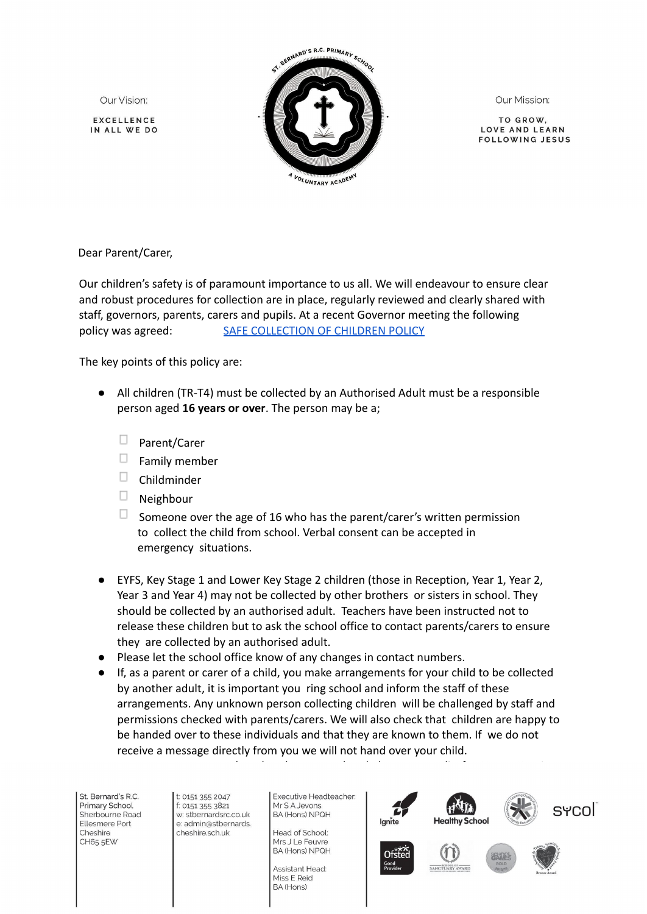Our Vision:

EXCELLENCE IN ALL WE DO

ST. BERNARD'S R.C. PRIMARY SCHOOL

A VOLUNTARY ACADEMY

Our Mission:

TO GROW, LOVE AND LEARN FOLLOWING JESUS

Dear Parent/Carer,

Our children's safety is of paramount importance to us all. We will endeavour to ensure clear and robust procedures for collection are in place, regularly reviewed and clearly shared with staff, governors, parents, carers and pupils. At a recent Governor meeting the following policy was agreed: [SAFE COLLECTION OF CHILDREN POLICY]

The key points of this policy are:

- All children (TR-T4) must be collected by an Authorised Adult must be a responsible person aged **16 years or over**. The person may be a;
  - Parent/Carer
  - Family member
  - Childminder
  - Neighbour
  - Someone over the age of 16 who has the parent/carer's written permission to collect the child from school. Verbal consent can be accepted in emergency situations.

- EYFS, Key Stage 1 and Lower Key Stage 2 children (those in Reception, Year 1, Year 2, Year 3 and Year 4) may not be collected by other brothers or sisters in school. They should be collected by an authorised adult. Teachers have been instructed not to release these children but to ask the school office to contact parents/carers to ensure they are collected by an authorised adult.
- Please let the school office know of any changes in contact numbers.
- If, as a parent or carer of a child, you make arrangements for your child to be collected by another adult, it is important you ring school and inform the staff of these arrangements. Any unknown person collecting children will be challenged by staff and permissions checked with parents/carers. We will also check that children are happy to be handed over to these individuals and that they are known to them. If we do not receive a message directly from you we will not hand over your child.

St. Bernard's R.C. Primary School
Sherbourne Road
Ellesmere Port
Cheshire
CH65 5EW

t: 0151 355 2047
f: 0151 355 3821
w: stbernardsrc.co.uk
e: admin@stbernards.cheshire.sch.uk

Executive Headteacher: Mr S A Jevons BA (Hons) NPQH

Head of School: Mrs J Le Feuvre BA (Hons) NPQH

Assistant Head: Miss E Reid BA (Hons)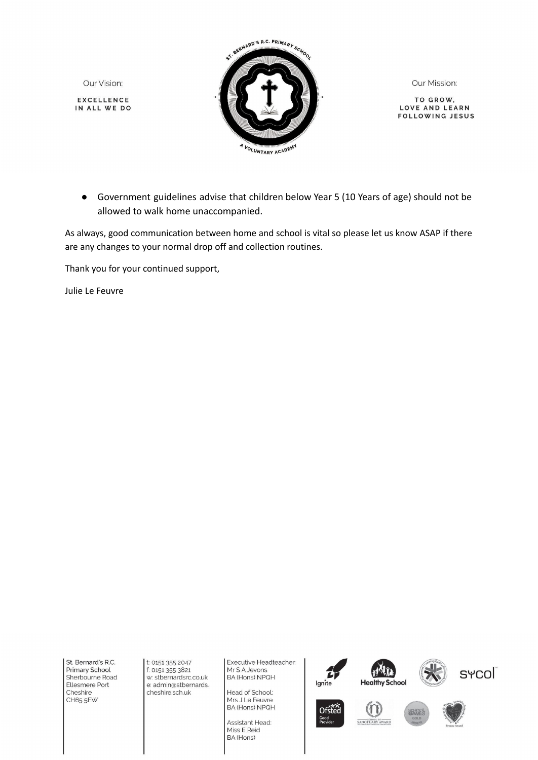- Government guidelines advise that children below Year 5 (10 Years of age) should not be allowed to walk home unaccompanied.

As always, good communication between home and school is vital so please let us know ASAP if there are any changes to your normal drop off and collection routines.

Thank you for your continued support,

Julie Le Feuvre